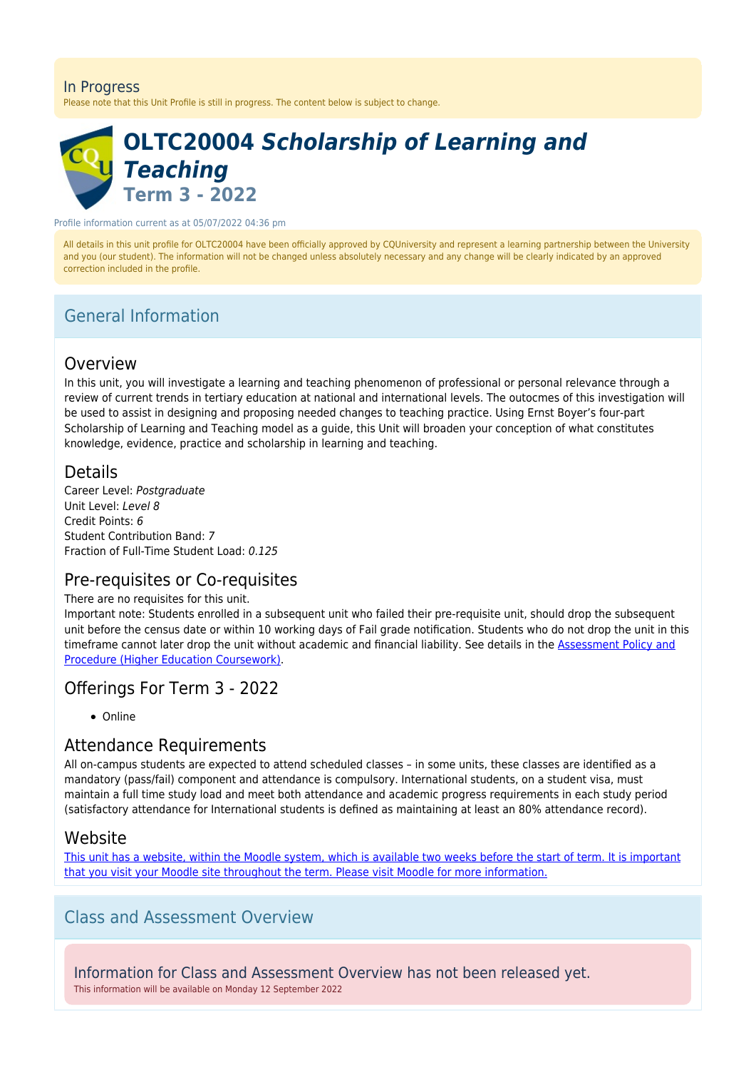In Progress

Please note that this Unit Profile is still in progress. The content below is subject to change.

# OLTC20004 *Scholarship of Learning and Teaching*

## Term 3 - 2022

Profile information current as at 05/07/2022 04:36 pm

All details in this unit profile for OLTC20004 have been officially approved by CQUniversity and represent a learning partnership between the University and you (our student). The information will not be changed unless absolutely necessary and any change will be clearly indicated by an approved correction included in the profile.

## General Information

### Overview

In this unit, you will investigate a learning and teaching phenomenon of professional or personal relevance through a review of current trends in tertiary education at national and international levels. The outocmes of this investigation will be used to assist in designing and proposing needed changes to teaching practice. Using Ernst Boyer's four-part Scholarship of Learning and Teaching model as a guide, this Unit will broaden your conception of what constitutes knowledge, evidence, practice and scholarship in learning and teaching.

### Details

Career Level: *Postgraduate*
Unit Level: *Level 8*
Credit Points: *6*
Student Contribution Band: *7*
Fraction of Full-Time Student Load: *0.125*

### Pre-requisites or Co-requisites

There are no requisites for this unit.
Important note: Students enrolled in a subsequent unit who failed their pre-requisite unit, should drop the subsequent unit before the census date or within 10 working days of Fail grade notification. Students who do not drop the unit in this timeframe cannot later drop the unit without academic and financial liability. See details in the Assessment Policy and Procedure (Higher Education Coursework).

### Offerings For Term 3 - 2022

- Online

### Attendance Requirements

All on-campus students are expected to attend scheduled classes – in some units, these classes are identified as a mandatory (pass/fail) component and attendance is compulsory. International students, on a student visa, must maintain a full time study load and meet both attendance and academic progress requirements in each study period (satisfactory attendance for International students is defined as maintaining at least an 80% attendance record).

### Website

This unit has a website, within the Moodle system, which is available two weeks before the start of term. It is important that you visit your Moodle site throughout the term. Please visit Moodle for more information.

## Class and Assessment Overview

Information for Class and Assessment Overview has not been released yet.

This information will be available on Monday 12 September 2022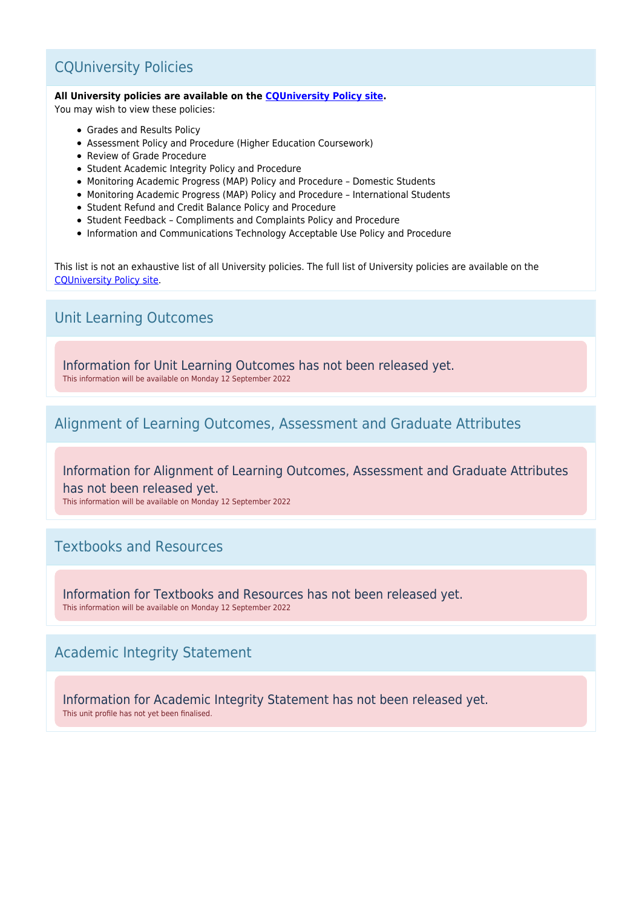## CQUniversity Policies

**All University policies are available on the CQUniversity Policy site.**
You may wish to view these policies:

- Grades and Results Policy
- Assessment Policy and Procedure (Higher Education Coursework)
- Review of Grade Procedure
- Student Academic Integrity Policy and Procedure
- Monitoring Academic Progress (MAP) Policy and Procedure – Domestic Students
- Monitoring Academic Progress (MAP) Policy and Procedure – International Students
- Student Refund and Credit Balance Policy and Procedure
- Student Feedback – Compliments and Complaints Policy and Procedure
- Information and Communications Technology Acceptable Use Policy and Procedure

This list is not an exhaustive list of all University policies. The full list of University policies are available on the CQUniversity Policy site.

## Unit Learning Outcomes

Information for Unit Learning Outcomes has not been released yet.
This information will be available on Monday 12 September 2022

## Alignment of Learning Outcomes, Assessment and Graduate Attributes

Information for Alignment of Learning Outcomes, Assessment and Graduate Attributes has not been released yet.
This information will be available on Monday 12 September 2022

## Textbooks and Resources

Information for Textbooks and Resources has not been released yet.
This information will be available on Monday 12 September 2022

## Academic Integrity Statement

Information for Academic Integrity Statement has not been released yet.
This unit profile has not yet been finalised.